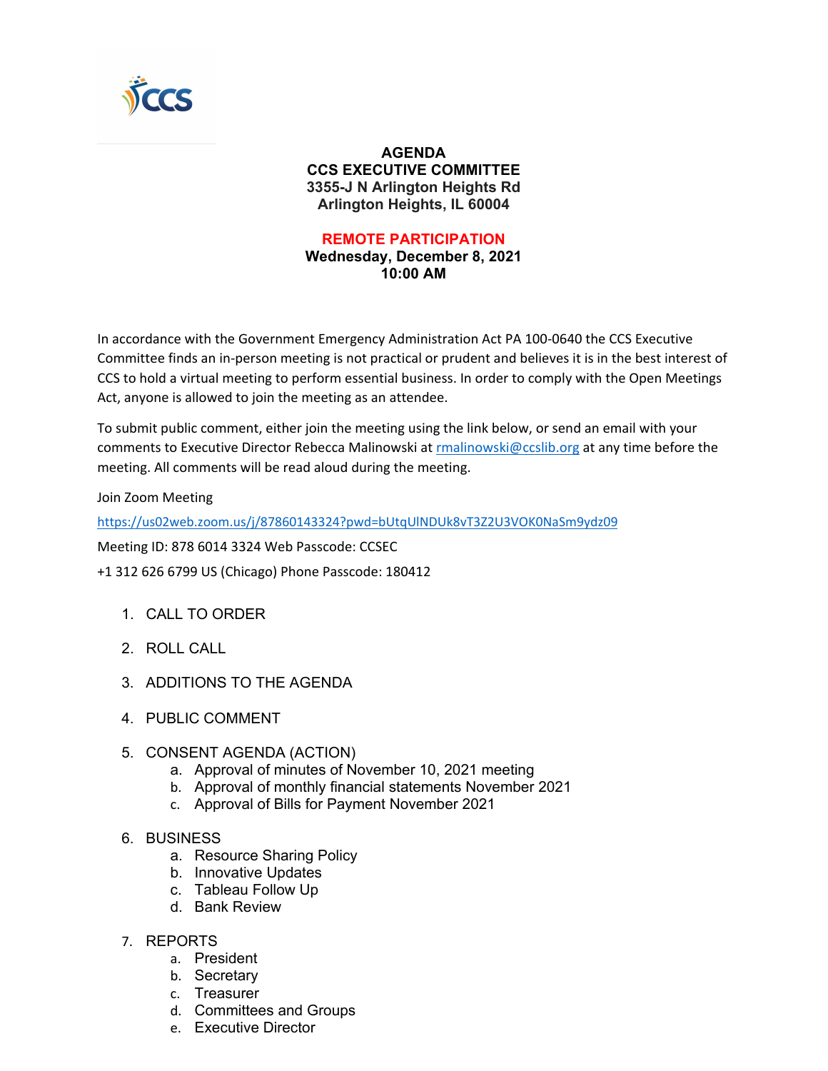# AGENDA

## CCS EXECUTIVE COMMITTEE

**3355-J N Arlington Heights Rd**
**Arlington Heights, IL 60004**

**REMOTE PARTICIPATION**
**Wednesday, December 8, 2021**
**10:00 AM**

In accordance with the Government Emergency Administration Act PA 100-0640 the CCS Executive Committee finds an in-person meeting is not practical or prudent and believes it is in the best interest of CCS to hold a virtual meeting to perform essential business. In order to comply with the Open Meetings Act, anyone is allowed to join the meeting as an attendee.

To submit public comment, either join the meeting using the link below, or send an email with your comments to Executive Director Rebecca Malinowski at rmalinowski@ccslib.org at any time before the meeting. All comments will be read aloud during the meeting.

Join Zoom Meeting

https://us02web.zoom.us/j/87860143324?pwd=bUtqUlNDUk8vT3Z2U3VOK0NaSm9ydz09

Meeting ID: 878 6014 3324 Web Passcode: CCSEC

+1 312 626 6799 US (Chicago) Phone Passcode: 180412

1. CALL TO ORDER
2. ROLL CALL
3. ADDITIONS TO THE AGENDA
4. PUBLIC COMMENT
5. CONSENT AGENDA (ACTION)
   a. Approval of minutes of November 10, 2021 meeting
   b. Approval of monthly financial statements November 2021
   c. Approval of Bills for Payment November 2021
6. BUSINESS
   a. Resource Sharing Policy
   b. Innovative Updates
   c. Tableau Follow Up
   d. Bank Review
7. REPORTS
   a. President
   b. Secretary
   c. Treasurer
   d. Committees and Groups
   e. Executive Director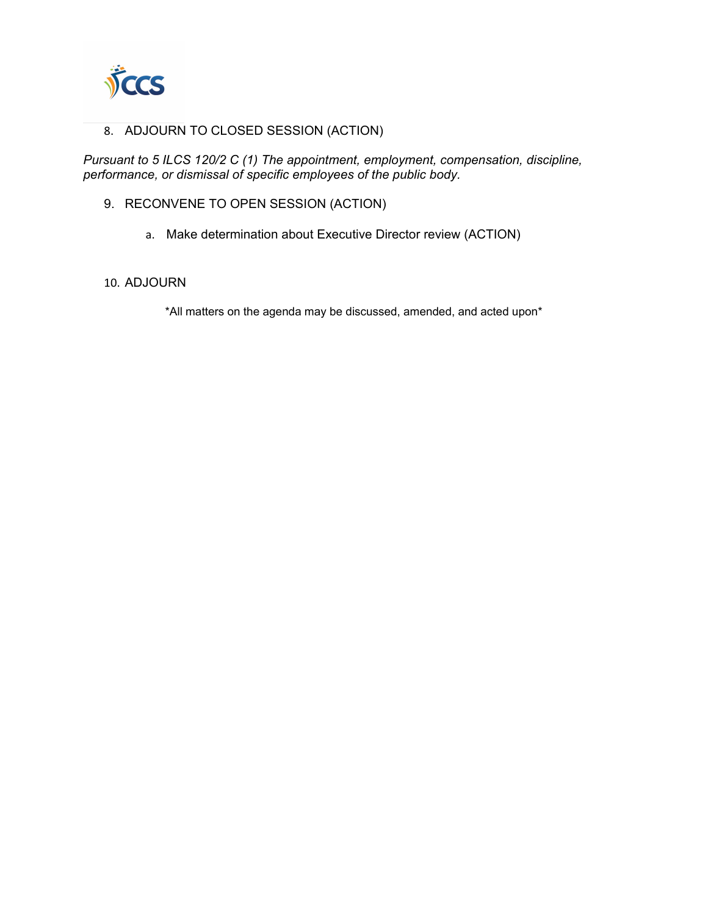8. ADJOURN TO CLOSED SESSION (ACTION)

*Pursuant to 5 ILCS 120/2 C (1) The appointment, employment, compensation, discipline, performance, or dismissal of specific employees of the public body.*

9. RECONVENE TO OPEN SESSION (ACTION)

    a. Make determination about Executive Director review (ACTION)

10. ADJOURN

*All matters on the agenda may be discussed, amended, and acted upon*